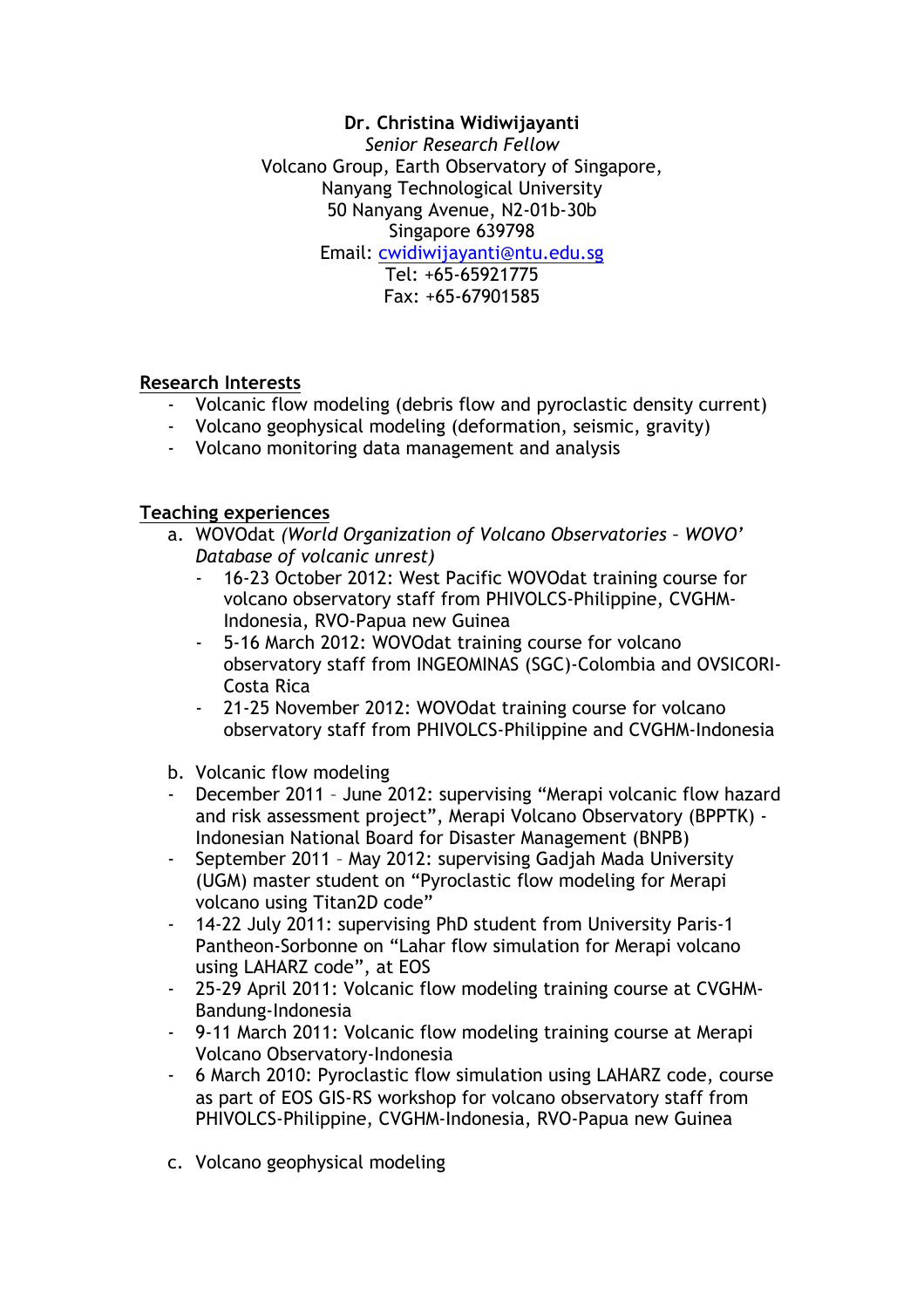**Dr. Christina Widiwijayanti**
*Senior Research Fellow*
Volcano Group, Earth Observatory of Singapore,
Nanyang Technological University
50 Nanyang Avenue, N2-01b-30b
Singapore 639798
Email: cwidiwijayanti@ntu.edu.sg
Tel: +65-65921775
Fax: +65-67901585

## Research Interests

- Volcanic flow modeling (debris flow and pyroclastic density current)
- Volcano geophysical modeling (deformation, seismic, gravity)
- Volcano monitoring data management and analysis

## Teaching experiences

a. WOVOdat *(World Organization of Volcano Observatories – WOVO' Database of volcanic unrest)*
   - 16-23 October 2012: West Pacific WOVOdat training course for volcano observatory staff from PHIVOLCS-Philippine, CVGHM-Indonesia, RVO-Papua new Guinea
   - 5-16 March 2012: WOVOdat training course for volcano observatory staff from INGEOMINAS (SGC)-Colombia and OVSICORI-Costa Rica
   - 21-25 November 2012: WOVOdat training course for volcano observatory staff from PHIVOLCS-Philippine and CVGHM-Indonesia

b. Volcanic flow modeling
   - December 2011 – June 2012: supervising "Merapi volcanic flow hazard and risk assessment project", Merapi Volcano Observatory (BPPTK) - Indonesian National Board for Disaster Management (BNPB)
   - September 2011 – May 2012: supervising Gadjah Mada University (UGM) master student on "Pyroclastic flow modeling for Merapi volcano using Titan2D code"
   - 14-22 July 2011: supervising PhD student from University Paris-1 Pantheon-Sorbonne on "Lahar flow simulation for Merapi volcano using LAHARZ code", at EOS
   - 25-29 April 2011: Volcanic flow modeling training course at CVGHM-Bandung-Indonesia
   - 9-11 March 2011: Volcanic flow modeling training course at Merapi Volcano Observatory-Indonesia
   - 6 March 2010: Pyroclastic flow simulation using LAHARZ code, course as part of EOS GIS-RS workshop for volcano observatory staff from PHIVOLCS-Philippine, CVGHM-Indonesia, RVO-Papua new Guinea

c. Volcano geophysical modeling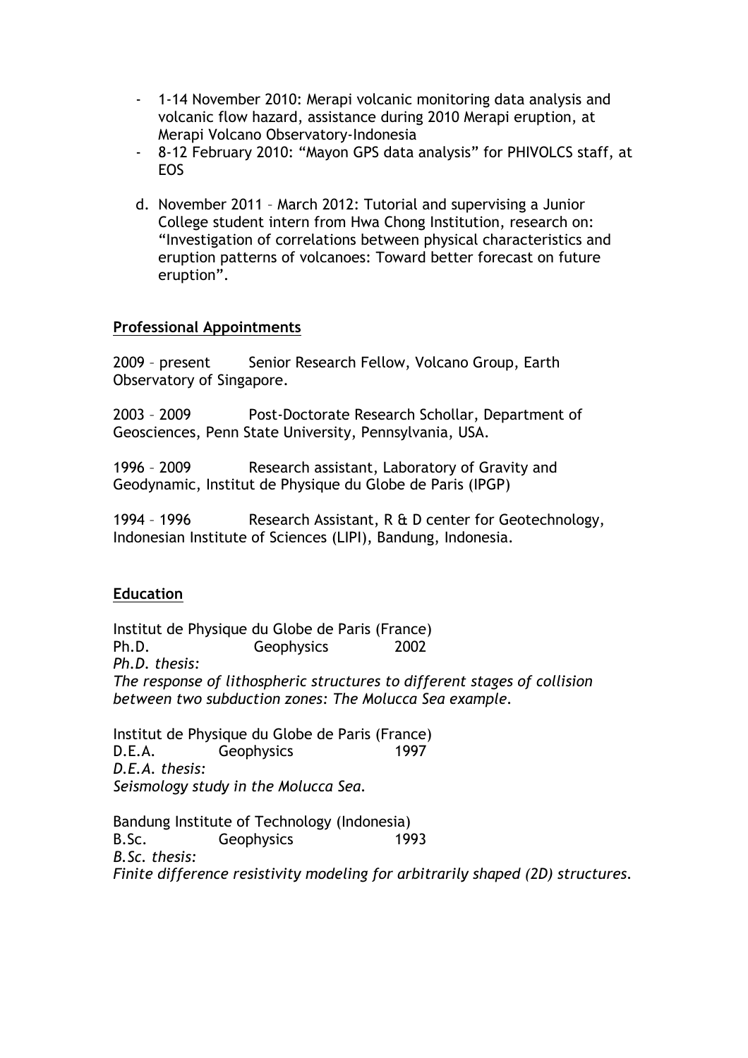- 1-14 November 2010: Merapi volcanic monitoring data analysis and volcanic flow hazard, assistance during 2010 Merapi eruption, at Merapi Volcano Observatory-Indonesia
- 8-12 February 2010: "Mayon GPS data analysis" for PHIVOLCS staff, at EOS

d. November 2011 – March 2012: Tutorial and supervising a Junior College student intern from Hwa Chong Institution, research on: "Investigation of correlations between physical characteristics and eruption patterns of volcanoes: Toward better forecast on future eruption".

**Professional Appointments**

2009 – present Senior Research Fellow, Volcano Group, Earth Observatory of Singapore.

2003 – 2009 Post-Doctorate Research Schollar, Department of Geosciences, Penn State University, Pennsylvania, USA.

1996 – 2009 Research assistant, Laboratory of Gravity and Geodynamic, Institut de Physique du Globe de Paris (IPGP)

1994 – 1996 Research Assistant, R & D center for Geotechnology, Indonesian Institute of Sciences (LIPI), Bandung, Indonesia.

**Education**

Institut de Physique du Globe de Paris (France)
Ph.D. Geophysics 2002
*Ph.D. thesis:*
*The response of lithospheric structures to different stages of collision between two subduction zones: The Molucca Sea example.*

Institut de Physique du Globe de Paris (France)
D.E.A. Geophysics 1997
*D.E.A. thesis:*
*Seismology study in the Molucca Sea.*

Bandung Institute of Technology (Indonesia)
B.Sc. Geophysics 1993
*B.Sc. thesis:*
*Finite difference resistivity modeling for arbitrarily shaped (2D) structures.*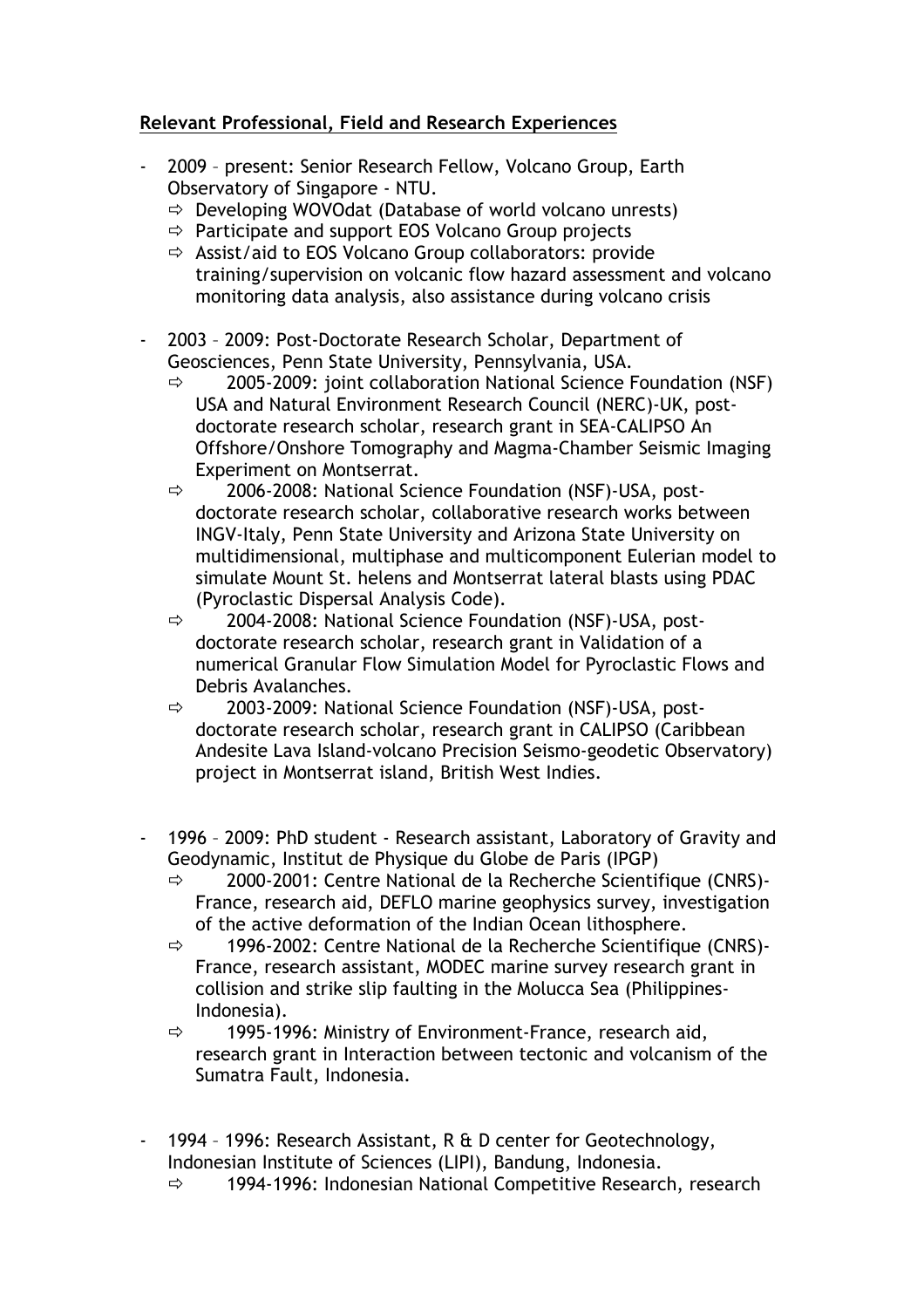## **Relevant Professional, Field and Research Experiences**

- 2009 – present: Senior Research Fellow, Volcano Group, Earth Observatory of Singapore - NTU.
  - ⇨ Developing WOVOdat (Database of world volcano unrests)
  - ⇨ Participate and support EOS Volcano Group projects
  - ⇨ Assist/aid to EOS Volcano Group collaborators: provide training/supervision on volcanic flow hazard assessment and volcano monitoring data analysis, also assistance during volcano crisis

- 2003 – 2009: Post-Doctorate Research Scholar, Department of Geosciences, Penn State University, Pennsylvania, USA.
  - ⇨ 2005-2009: joint collaboration National Science Foundation (NSF) USA and Natural Environment Research Council (NERC)-UK, post-doctorate research scholar, research grant in SEA-CALIPSO An Offshore/Onshore Tomography and Magma-Chamber Seismic Imaging Experiment on Montserrat.
  - ⇨ 2006-2008: National Science Foundation (NSF)-USA, post-doctorate research scholar, collaborative research works between INGV-Italy, Penn State University and Arizona State University on multidimensional, multiphase and multicomponent Eulerian model to simulate Mount St. helens and Montserrat lateral blasts using PDAC (Pyroclastic Dispersal Analysis Code).
  - ⇨ 2004-2008: National Science Foundation (NSF)-USA, post-doctorate research scholar, research grant in Validation of a numerical Granular Flow Simulation Model for Pyroclastic Flows and Debris Avalanches.
  - ⇨ 2003-2009: National Science Foundation (NSF)-USA, post-doctorate research scholar, research grant in CALIPSO (Caribbean Andesite Lava Island-volcano Precision Seismo-geodetic Observatory) project in Montserrat island, British West Indies.

- 1996 – 2009: PhD student - Research assistant, Laboratory of Gravity and Geodynamic, Institut de Physique du Globe de Paris (IPGP)
  - ⇨ 2000-2001: Centre National de la Recherche Scientifique (CNRS)-France, research aid, DEFLO marine geophysics survey, investigation of the active deformation of the Indian Ocean lithosphere.
  - ⇨ 1996-2002: Centre National de la Recherche Scientifique (CNRS)-France, research assistant, MODEC marine survey research grant in collision and strike slip faulting in the Molucca Sea (Philippines-Indonesia).
  - ⇨ 1995-1996: Ministry of Environment-France, research aid, research grant in Interaction between tectonic and volcanism of the Sumatra Fault, Indonesia.

- 1994 – 1996: Research Assistant, R & D center for Geotechnology, Indonesian Institute of Sciences (LIPI), Bandung, Indonesia.
  - ⇨ 1994-1996: Indonesian National Competitive Research, research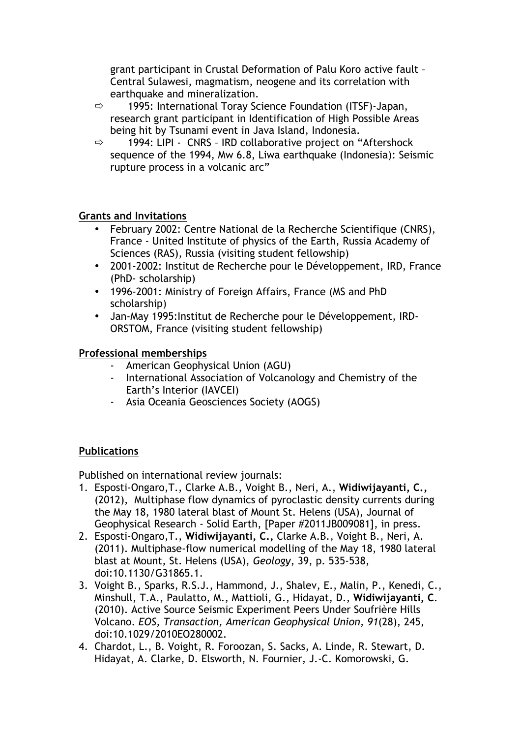grant participant in Crustal Deformation of Palu Koro active fault – Central Sulawesi, magmatism, neogene and its correlation with earthquake and mineralization.

- ⇨ 1995: International Toray Science Foundation (ITSF)-Japan, research grant participant in Identification of High Possible Areas being hit by Tsunami event in Java Island, Indonesia.
- ⇨ 1994: LIPI - CNRS – IRD collaborative project on "Aftershock sequence of the 1994, Mw 6.8, Liwa earthquake (Indonesia): Seismic rupture process in a volcanic arc"

## Grants and Invitations

- February 2002: Centre National de la Recherche Scientifique (CNRS), France - United Institute of physics of the Earth, Russia Academy of Sciences (RAS), Russia (visiting student fellowship)
- 2001-2002: Institut de Recherche pour le Développement, IRD, France (PhD- scholarship)
- 1996-2001: Ministry of Foreign Affairs, France (MS and PhD scholarship)
- Jan-May 1995:Institut de Recherche pour le Développement, IRD-ORSTOM, France (visiting student fellowship)

## Professional memberships

- American Geophysical Union (AGU)
- International Association of Volcanology and Chemistry of the Earth's Interior (IAVCEI)
- Asia Oceania Geosciences Society (AOGS)

## Publications

Published on international review journals:

1. Esposti-Ongaro,T., Clarke A.B., Voight B., Neri, A., **Widiwijayanti, C.,** (2012), Multiphase flow dynamics of pyroclastic density currents during the May 18, 1980 lateral blast of Mount St. Helens (USA), Journal of Geophysical Research - Solid Earth, [Paper #2011JB009081], in press.
2. Esposti-Ongaro,T., **Widiwijayanti, C.,** Clarke A.B., Voight B., Neri, A. (2011). Multiphase-flow numerical modelling of the May 18, 1980 lateral blast at Mount, St. Helens (USA), *Geology*, 39, p. 535-538, doi:10.1130/G31865.1.
3. Voight B., Sparks, R.S.J., Hammond, J., Shalev, E., Malin, P., Kenedi, C., Minshull, T.A., Paulatto, M., Mattioli, G., Hidayat, D., **Widiwijayanti, C**. (2010). Active Source Seismic Experiment Peers Under Soufrière Hills Volcano. *EOS, Transaction, American Geophysical Union, 91*(28), 245, doi:10.1029/2010EO280002.
4. Chardot, L., B. Voight, R. Foroozan, S. Sacks, A. Linde, R. Stewart, D. Hidayat, A. Clarke, D. Elsworth, N. Fournier, J.-C. Komorowski, G.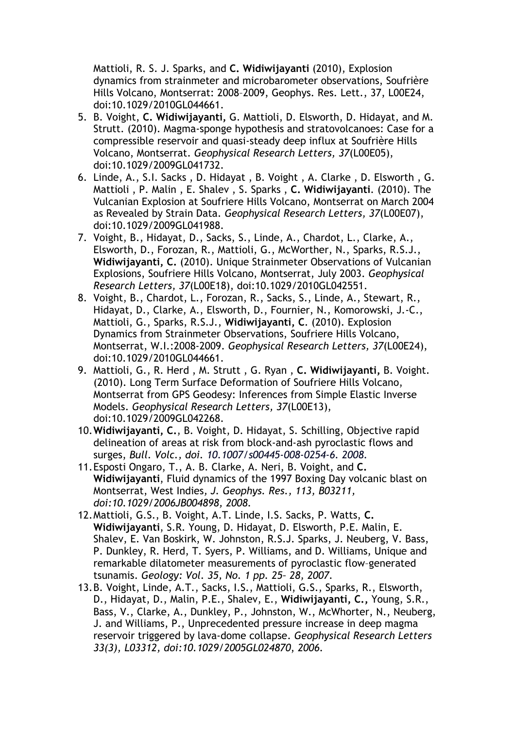Mattioli, R. S. J. Sparks, and **C. Widiwijayanti** (2010), Explosion dynamics from strainmeter and microbarometer observations, Soufrière Hills Volcano, Montserrat: 2008–2009, Geophys. Res. Lett., 37, L00E24, doi:10.1029/2010GL044661.

5. B. Voight, **C. Widiwijayanti,** G. Mattioli, D. Elsworth, D. Hidayat, and M. Strutt. (2010). Magma-sponge hypothesis and stratovolcanoes: Case for a compressible reservoir and quasi-steady deep influx at Soufrière Hills Volcano, Montserrat. *Geophysical Research Letters, 37*(L00E05), doi:10.1029/2009GL041732.
6. Linde, A., S.I. Sacks , D. Hidayat , B. Voight , A. Clarke , D. Elsworth , G. Mattioli , P. Malin , E. Shalev , S. Sparks , **C. Widiwijayanti**. (2010). The Vulcanian Explosion at Soufriere Hills Volcano, Montserrat on March 2004 as Revealed by Strain Data. *Geophysical Research Letters, 37*(L00E07), doi:10.1029/2009GL041988.
7. Voight, B., Hidayat, D., Sacks, S., Linde, A., Chardot, L., Clarke, A., Elsworth, D., Forozan, R., Mattioli, G., McWorther, N., Sparks, R.S.J., **Widiwijayanti, C.** (2010). Unique Strainmeter Observations of Vulcanian Explosions, Soufriere Hills Volcano, Montserrat, July 2003. *Geophysical Research Letters, 37*(L00E18), doi:10.1029/2010GL042551.
8. Voight, B., Chardot, L., Forozan, R., Sacks, S., Linde, A., Stewart, R., Hidayat, D., Clarke, A., Elsworth, D., Fournier, N., Komorowski, J.-C., Mattioli, G., Sparks, R.S.J., **Widiwijayanti, C**. (2010). Explosion Dynamics from Strainmeter Observations, Soufriere Hills Volcano, Montserrat, W.I.:2008-2009. *Geophysical Research Letters, 37*(L00E24), doi:10.1029/2010GL044661.
9. Mattioli, G., R. Herd , M. Strutt , G. Ryan , **C. Widiwijayanti,** B. Voight. (2010). Long Term Surface Deformation of Soufriere Hills Volcano, Montserrat from GPS Geodesy: Inferences from Simple Elastic Inverse Models. *Geophysical Research Letters, 37*(L00E13), doi:10.1029/2009GL042268.
10. **Widiwijayanti, C.**, B. Voight, D. Hidayat, S. Schilling, Objective rapid delineation of areas at risk from block-and-ash pyroclastic flows and surges, *Bull. Volc., doi. 10.1007/s00445-008-0254-6. 2008.*
11. Esposti Ongaro, T., A. B. Clarke, A. Neri, B. Voight, and **C. Widiwijayanti**, Fluid dynamics of the 1997 Boxing Day volcanic blast on Montserrat, West Indies, *J. Geophys. Res., 113, B03211, doi:10.1029/2006JB004898, 2008.*
12. Mattioli, G.S., B. Voight, A.T. Linde, I.S. Sacks, P. Watts, **C. Widiwijayanti**, S.R. Young, D. Hidayat, D. Elsworth, P.E. Malin, E. Shalev, E. Van Boskirk, W. Johnston, R.S.J. Sparks, J. Neuberg, V. Bass, P. Dunkley, R. Herd, T. Syers, P. Williams, and D. Williams, Unique and remarkable dilatometer measurements of pyroclastic flow–generated tsunamis. *Geology: Vol. 35, No. 1 pp. 25– 28, 2007.*
13. B. Voight, Linde, A.T., Sacks, I.S., Mattioli, G.S., Sparks, R., Elsworth, D., Hidayat, D., Malin, P.E., Shalev, E., **Widiwijayanti, C.,** Young, S.R., Bass, V., Clarke, A., Dunkley, P., Johnston, W., McWhorter, N., Neuberg, J. and Williams, P., Unprecedented pressure increase in deep magma reservoir triggered by lava-dome collapse. *Geophysical Research Letters 33(3), L03312, doi:10.1029/2005GL024870, 2006.*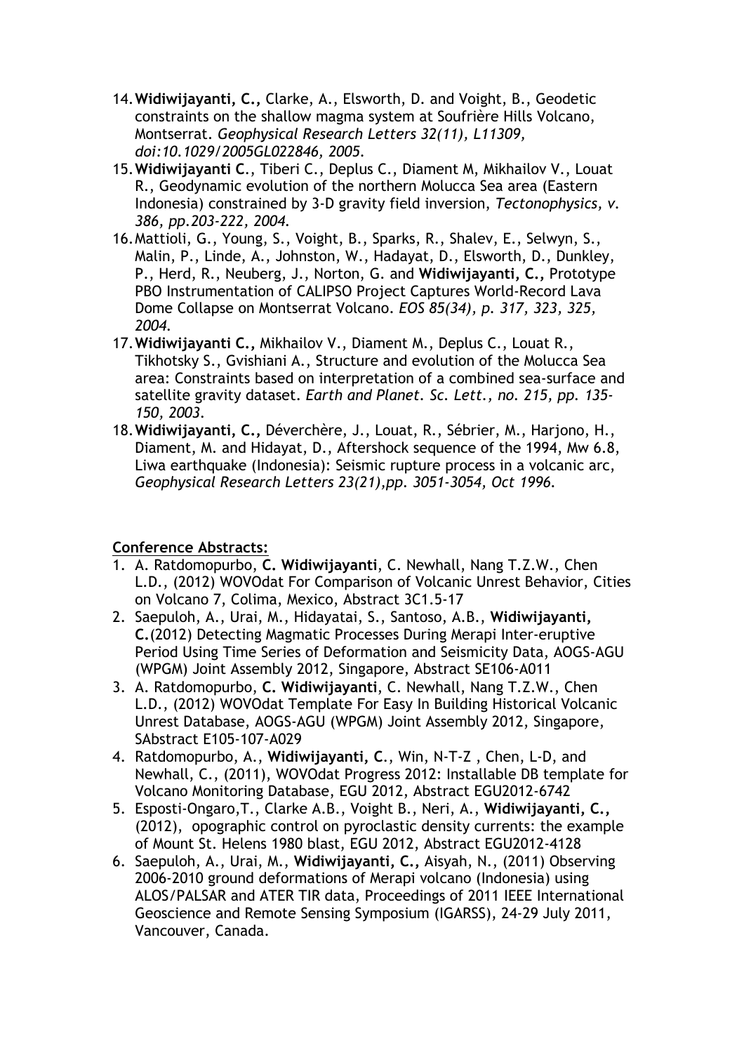14. **Widiwijayanti, C.,** Clarke, A., Elsworth, D. and Voight, B., Geodetic constraints on the shallow magma system at Soufrière Hills Volcano, Montserrat. *Geophysical Research Letters 32(11), L11309, doi:10.1029/2005GL022846, 2005.*
15. **Widiwijayanti C**., Tiberi C., Deplus C., Diament M, Mikhailov V., Louat R., Geodynamic evolution of the northern Molucca Sea area (Eastern Indonesia) constrained by 3-D gravity field inversion, *Tectonophysics, v. 386, pp.203-222, 2004.*
16. Mattioli, G., Young, S., Voight, B., Sparks, R., Shalev, E., Selwyn, S., Malin, P., Linde, A., Johnston, W., Hadayat, D., Elsworth, D., Dunkley, P., Herd, R., Neuberg, J., Norton, G. and **Widiwijayanti, C.,** Prototype PBO Instrumentation of CALIPSO Project Captures World-Record Lava Dome Collapse on Montserrat Volcano. *EOS 85(34), p. 317, 323, 325, 2004.*
17. **Widiwijayanti C.,** Mikhailov V., Diament M., Deplus C., Louat R., Tikhotsky S., Gvishiani A., Structure and evolution of the Molucca Sea area: Constraints based on interpretation of a combined sea-surface and satellite gravity dataset. *Earth and Planet. Sc. Lett., no. 215, pp. 135-150, 2003.*
18. **Widiwijayanti, C.,** Déverchère, J., Louat, R., Sébrier, M., Harjono, H., Diament, M. and Hidayat, D., Aftershock sequence of the 1994, Mw 6.8, Liwa earthquake (Indonesia): Seismic rupture process in a volcanic arc, *Geophysical Research Letters 23(21),pp. 3051-3054, Oct 1996.*

**Conference Abstracts:**

1. A. Ratdomopurbo, **C. Widiwijayanti**, C. Newhall, Nang T.Z.W., Chen L.D., (2012) WOVOdat For Comparison of Volcanic Unrest Behavior, Cities on Volcano 7, Colima, Mexico, Abstract 3C1.5-17
2. Saepuloh, A., Urai, M., Hidayatai, S., Santoso, A.B., **Widiwijayanti, C.**(2012) Detecting Magmatic Processes During Merapi Inter-eruptive Period Using Time Series of Deformation and Seismicity Data, AOGS-AGU (WPGM) Joint Assembly 2012, Singapore, Abstract SE106-A011
3. A. Ratdomopurbo, **C. Widiwijayanti**, C. Newhall, Nang T.Z.W., Chen L.D., (2012) WOVOdat Template For Easy In Building Historical Volcanic Unrest Database, AOGS-AGU (WPGM) Joint Assembly 2012, Singapore, SAbstract E105-107-A029
4. Ratdomopurbo, A., **Widiwijayanti, C**., Win, N-T-Z , Chen, L-D, and Newhall, C., (2011), WOVOdat Progress 2012: Installable DB template for Volcano Monitoring Database, EGU 2012, Abstract EGU2012-6742
5. Esposti-Ongaro,T., Clarke A.B., Voight B., Neri, A., **Widiwijayanti, C.,** (2012), opographic control on pyroclastic density currents: the example of Mount St. Helens 1980 blast, EGU 2012, Abstract EGU2012-4128
6. Saepuloh, A., Urai, M., **Widiwijayanti, C.,** Aisyah, N., (2011) Observing 2006-2010 ground deformations of Merapi volcano (Indonesia) using ALOS/PALSAR and ATER TIR data, Proceedings of 2011 IEEE International Geoscience and Remote Sensing Symposium (IGARSS), 24-29 July 2011, Vancouver, Canada.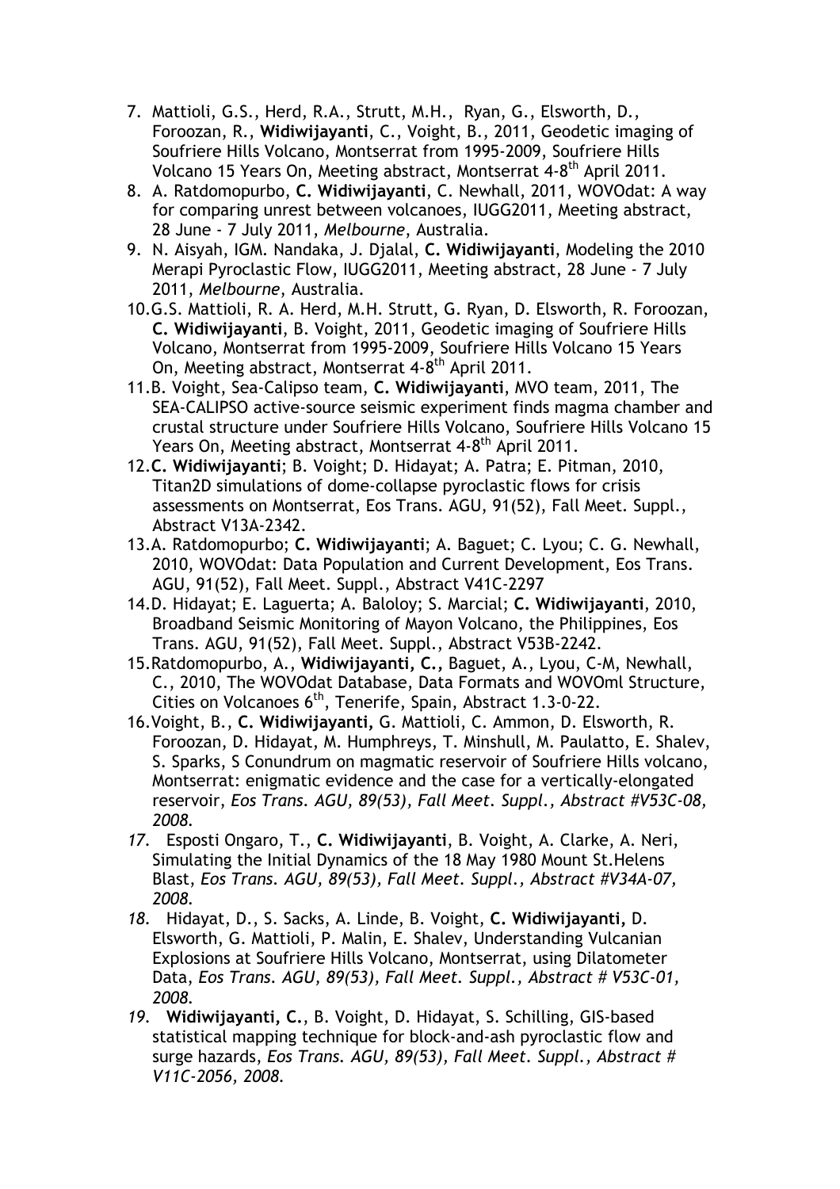7. Mattioli, G.S., Herd, R.A., Strutt, M.H., Ryan, G., Elsworth, D., Foroozan, R., **Widiwijayanti**, C., Voight, B., 2011, Geodetic imaging of Soufriere Hills Volcano, Montserrat from 1995-2009, Soufriere Hills Volcano 15 Years On, Meeting abstract, Montserrat 4-8th April 2011.
8. A. Ratdomopurbo, **C. Widiwijayanti**, C. Newhall, 2011, WOVOdat: A way for comparing unrest between volcanoes, IUGG2011, Meeting abstract, 28 June - 7 July 2011, *Melbourne*, Australia.
9. N. Aisyah, IGM. Nandaka, J. Djalal, **C. Widiwijayanti**, Modeling the 2010 Merapi Pyroclastic Flow, IUGG2011, Meeting abstract, 28 June - 7 July 2011, *Melbourne*, Australia.
10. G.S. Mattioli, R. A. Herd, M.H. Strutt, G. Ryan, D. Elsworth, R. Foroozan, **C. Widiwijayanti**, B. Voight, 2011, Geodetic imaging of Soufriere Hills Volcano, Montserrat from 1995-2009, Soufriere Hills Volcano 15 Years On, Meeting abstract, Montserrat 4-8th April 2011.
11. B. Voight, Sea-Calipso team, **C. Widiwijayanti**, MVO team, 2011, The SEA-CALIPSO active-source seismic experiment finds magma chamber and crustal structure under Soufriere Hills Volcano, Soufriere Hills Volcano 15 Years On, Meeting abstract, Montserrat 4-8th April 2011.
12. **C. Widiwijayanti**; B. Voight; D. Hidayat; A. Patra; E. Pitman, 2010, Titan2D simulations of dome-collapse pyroclastic flows for crisis assessments on Montserrat, Eos Trans. AGU, 91(52), Fall Meet. Suppl., Abstract V13A-2342.
13. A. Ratdomopurbo; **C. Widiwijayanti**; A. Baguet; C. Lyou; C. G. Newhall, 2010, WOVOdat: Data Population and Current Development, Eos Trans. AGU, 91(52), Fall Meet. Suppl., Abstract V41C-2297
14. D. Hidayat; E. Laguerta; A. Baloloy; S. Marcial; **C. Widiwijayanti**, 2010, Broadband Seismic Monitoring of Mayon Volcano, the Philippines, Eos Trans. AGU, 91(52), Fall Meet. Suppl., Abstract V53B-2242.
15. Ratdomopurbo, A., **Widiwijayanti, C.,** Baguet, A., Lyou, C-M, Newhall, C., 2010, The WOVOdat Database, Data Formats and WOVOml Structure, Cities on Volcanoes 6th, Tenerife, Spain, Abstract 1.3-0-22.
16. Voight, B., **C. Widiwijayanti,** G. Mattioli, C. Ammon, D. Elsworth, R. Foroozan, D. Hidayat, M. Humphreys, T. Minshull, M. Paulatto, E. Shalev, S. Sparks, S Conundrum on magmatic reservoir of Soufriere Hills volcano, Montserrat: enigmatic evidence and the case for a vertically-elongated reservoir, *Eos Trans. AGU, 89(53), Fall Meet. Suppl., Abstract #V53C-08, 2008.*
17. Esposti Ongaro, T., **C. Widiwijayanti**, B. Voight, A. Clarke, A. Neri, Simulating the Initial Dynamics of the 18 May 1980 Mount St.Helens Blast, *Eos Trans. AGU, 89(53), Fall Meet. Suppl., Abstract #V34A-07, 2008.*
18. Hidayat, D., S. Sacks, A. Linde, B. Voight, **C. Widiwijayanti,** D. Elsworth, G. Mattioli, P. Malin, E. Shalev, Understanding Vulcanian Explosions at Soufriere Hills Volcano, Montserrat, using Dilatometer Data, *Eos Trans. AGU, 89(53), Fall Meet. Suppl., Abstract # V53C-01, 2008.*
19. **Widiwijayanti, C.**, B. Voight, D. Hidayat, S. Schilling, GIS-based statistical mapping technique for block-and-ash pyroclastic flow and surge hazards, *Eos Trans. AGU, 89(53), Fall Meet. Suppl., Abstract # V11C-2056, 2008.*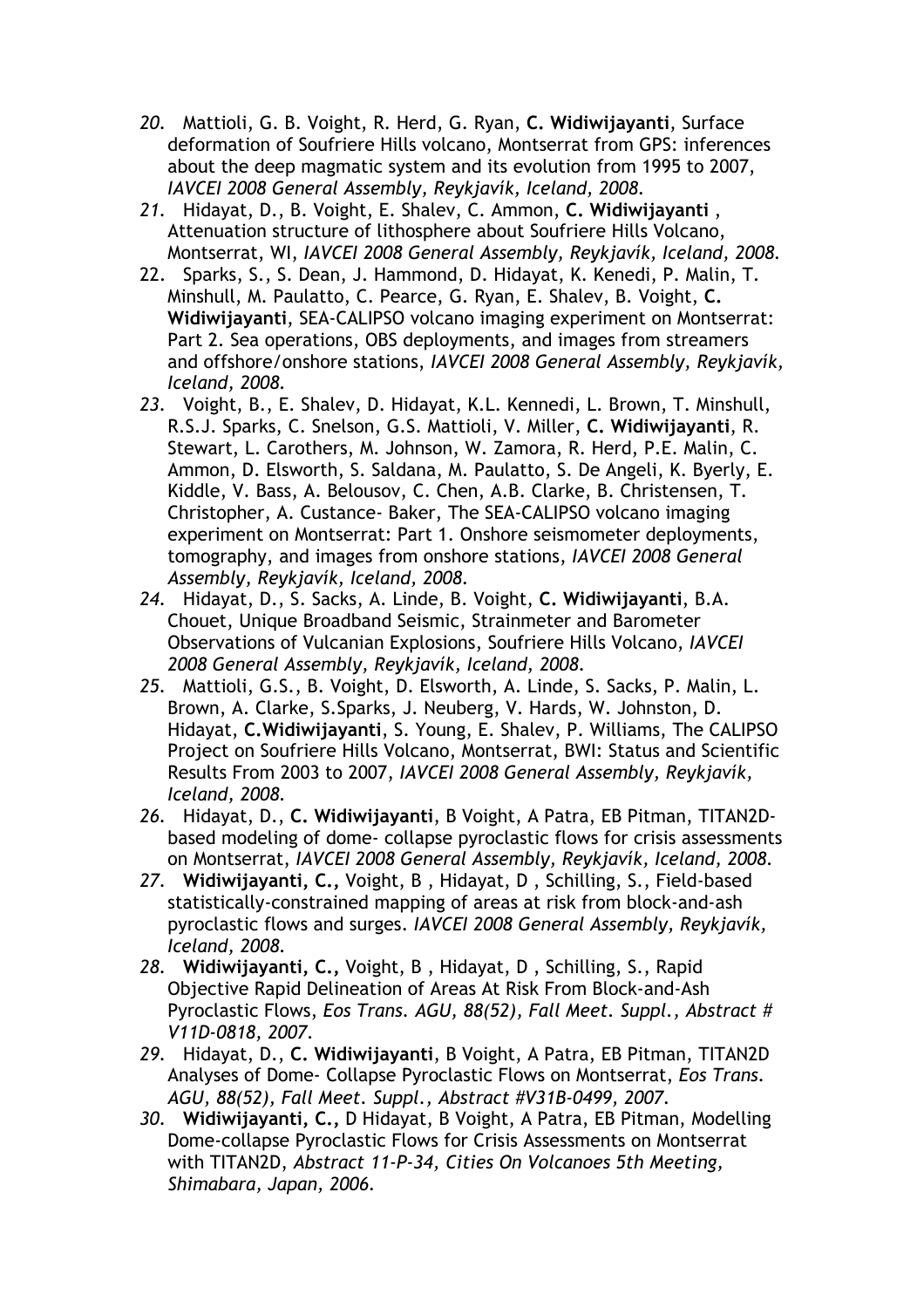20. Mattioli, G. B. Voight, R. Herd, G. Ryan, **C. Widiwijayanti**, Surface deformation of Soufriere Hills volcano, Montserrat from GPS: inferences about the deep magmatic system and its evolution from 1995 to 2007, *IAVCEI 2008 General Assembly, Reykjavík, Iceland, 2008.*
21. Hidayat, D., B. Voight, E. Shalev, C. Ammon, **C. Widiwijayanti** , Attenuation structure of lithosphere about Soufriere Hills Volcano, Montserrat, WI, *IAVCEI 2008 General Assembly, Reykjavík, Iceland, 2008.*
22. Sparks, S., S. Dean, J. Hammond, D. Hidayat, K. Kenedi, P. Malin, T. Minshull, M. Paulatto, C. Pearce, G. Ryan, E. Shalev, B. Voight, **C. Widiwijayanti**, SEA-CALIPSO volcano imaging experiment on Montserrat: Part 2. Sea operations, OBS deployments, and images from streamers and offshore/onshore stations, *IAVCEI 2008 General Assembly, Reykjavík, Iceland, 2008.*
23. Voight, B., E. Shalev, D. Hidayat, K.L. Kennedi, L. Brown, T. Minshull, R.S.J. Sparks, C. Snelson, G.S. Mattioli, V. Miller, **C. Widiwijayanti**, R. Stewart, L. Carothers, M. Johnson, W. Zamora, R. Herd, P.E. Malin, C. Ammon, D. Elsworth, S. Saldana, M. Paulatto, S. De Angeli, K. Byerly, E. Kiddle, V. Bass, A. Belousov, C. Chen, A.B. Clarke, B. Christensen, T. Christopher, A. Custance- Baker, The SEA-CALIPSO volcano imaging experiment on Montserrat: Part 1. Onshore seismometer deployments, tomography, and images from onshore stations, *IAVCEI 2008 General Assembly, Reykjavík, Iceland, 2008.*
24. Hidayat, D., S. Sacks, A. Linde, B. Voight, **C. Widiwijayanti**, B.A. Chouet, Unique Broadband Seismic, Strainmeter and Barometer Observations of Vulcanian Explosions, Soufriere Hills Volcano, *IAVCEI 2008 General Assembly, Reykjavík, Iceland, 2008.*
25. Mattioli, G.S., B. Voight, D. Elsworth, A. Linde, S. Sacks, P. Malin, L. Brown, A. Clarke, S.Sparks, J. Neuberg, V. Hards, W. Johnston, D. Hidayat, **C.Widiwijayanti**, S. Young, E. Shalev, P. Williams, The CALIPSO Project on Soufriere Hills Volcano, Montserrat, BWI: Status and Scientific Results From 2003 to 2007, *IAVCEI 2008 General Assembly, Reykjavík, Iceland, 2008.*
26. Hidayat, D., **C. Widiwijayanti**, B Voight, A Patra, EB Pitman, TITAN2D-based modeling of dome- collapse pyroclastic flows for crisis assessments on Montserrat, *IAVCEI 2008 General Assembly, Reykjavík, Iceland, 2008.*
27. **Widiwijayanti, C.,** Voight, B , Hidayat, D , Schilling, S., Field-based statistically-constrained mapping of areas at risk from block-and-ash pyroclastic flows and surges. *IAVCEI 2008 General Assembly, Reykjavík, Iceland, 2008.*
28. **Widiwijayanti, C.,** Voight, B , Hidayat, D , Schilling, S., Rapid Objective Rapid Delineation of Areas At Risk From Block-and-Ash Pyroclastic Flows, *Eos Trans. AGU, 88(52), Fall Meet. Suppl., Abstract # V11D-0818, 2007.*
29. Hidayat, D., **C. Widiwijayanti**, B Voight, A Patra, EB Pitman, TITAN2D Analyses of Dome- Collapse Pyroclastic Flows on Montserrat, *Eos Trans. AGU, 88(52), Fall Meet. Suppl., Abstract #V31B-0499, 2007.*
30. **Widiwijayanti, C.,** D Hidayat, B Voight, A Patra, EB Pitman, Modelling Dome-collapse Pyroclastic Flows for Crisis Assessments on Montserrat with TITAN2D, *Abstract 11-P-34, Cities On Volcanoes 5th Meeting, Shimabara, Japan, 2006.*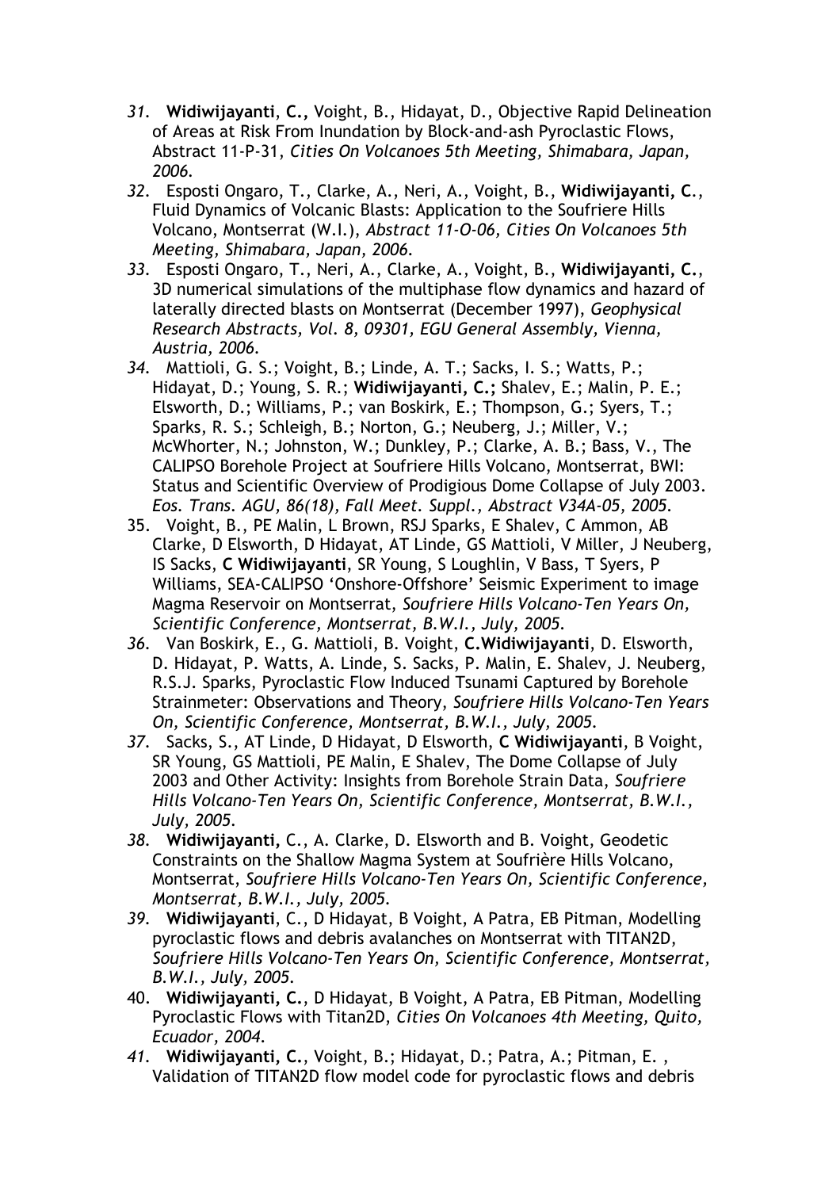31. **Widiwijayanti**, **C.,** Voight, B., Hidayat, D., Objective Rapid Delineation of Areas at Risk From Inundation by Block-and-ash Pyroclastic Flows, Abstract 11-P-31, *Cities On Volcanoes 5th Meeting, Shimabara, Japan, 2006.*
32. Esposti Ongaro, T., Clarke, A., Neri, A., Voight, B., **Widiwijayanti, C**., Fluid Dynamics of Volcanic Blasts: Application to the Soufriere Hills Volcano, Montserrat (W.I.), *Abstract 11-O-06, Cities On Volcanoes 5th Meeting, Shimabara, Japan, 2006.*
33. Esposti Ongaro, T., Neri, A., Clarke, A., Voight, B., **Widiwijayanti, C.**, 3D numerical simulations of the multiphase flow dynamics and hazard of laterally directed blasts on Montserrat (December 1997), *Geophysical Research Abstracts, Vol. 8, 09301, EGU General Assembly, Vienna, Austria, 2006.*
34. Mattioli, G. S.; Voight, B.; Linde, A. T.; Sacks, I. S.; Watts, P.; Hidayat, D.; Young, S. R.; **Widiwijayanti, C.;** Shalev, E.; Malin, P. E.; Elsworth, D.; Williams, P.; van Boskirk, E.; Thompson, G.; Syers, T.; Sparks, R. S.; Schleigh, B.; Norton, G.; Neuberg, J.; Miller, V.; McWhorter, N.; Johnston, W.; Dunkley, P.; Clarke, A. B.; Bass, V., The CALIPSO Borehole Project at Soufriere Hills Volcano, Montserrat, BWI: Status and Scientific Overview of Prodigious Dome Collapse of July 2003. *Eos. Trans. AGU, 86(18), Fall Meet. Suppl., Abstract V34A-05, 2005.*
35. Voight, B., PE Malin, L Brown, RSJ Sparks, E Shalev, C Ammon, AB Clarke, D Elsworth, D Hidayat, AT Linde, GS Mattioli, V Miller, J Neuberg, IS Sacks, **C Widiwijayanti**, SR Young, S Loughlin, V Bass, T Syers, P Williams, SEA-CALIPSO 'Onshore-Offshore' Seismic Experiment to image Magma Reservoir on Montserrat, *Soufriere Hills Volcano-Ten Years On, Scientific Conference, Montserrat, B.W.I., July, 2005.*
36. Van Boskirk, E., G. Mattioli, B. Voight, **C.Widiwijayanti**, D. Elsworth, D. Hidayat, P. Watts, A. Linde, S. Sacks, P. Malin, E. Shalev, J. Neuberg, R.S.J. Sparks, Pyroclastic Flow Induced Tsunami Captured by Borehole Strainmeter: Observations and Theory, *Soufriere Hills Volcano-Ten Years On, Scientific Conference, Montserrat, B.W.I., July, 2005.*
37. Sacks, S., AT Linde, D Hidayat, D Elsworth, **C Widiwijayanti**, B Voight, SR Young, GS Mattioli, PE Malin, E Shalev, The Dome Collapse of July 2003 and Other Activity: Insights from Borehole Strain Data, *Soufriere Hills Volcano-Ten Years On, Scientific Conference, Montserrat, B.W.I., July, 2005.*
38. **Widiwijayanti,** C., A. Clarke, D. Elsworth and B. Voight, Geodetic Constraints on the Shallow Magma System at Soufrière Hills Volcano, Montserrat, *Soufriere Hills Volcano-Ten Years On, Scientific Conference, Montserrat, B.W.I., July, 2005.*
39. **Widiwijayanti**, C., D Hidayat, B Voight, A Patra, EB Pitman, Modelling pyroclastic flows and debris avalanches on Montserrat with TITAN2D, *Soufriere Hills Volcano-Ten Years On, Scientific Conference, Montserrat, B.W.I., July, 2005.*
40. **Widiwijayanti, C.**, D Hidayat, B Voight, A Patra, EB Pitman, Modelling Pyroclastic Flows with Titan2D, *Cities On Volcanoes 4th Meeting, Quito, Ecuador, 2004.*
41. **Widiwijayanti, C.**, Voight, B.; Hidayat, D.; Patra, A.; Pitman, E. , Validation of TITAN2D flow model code for pyroclastic flows and debris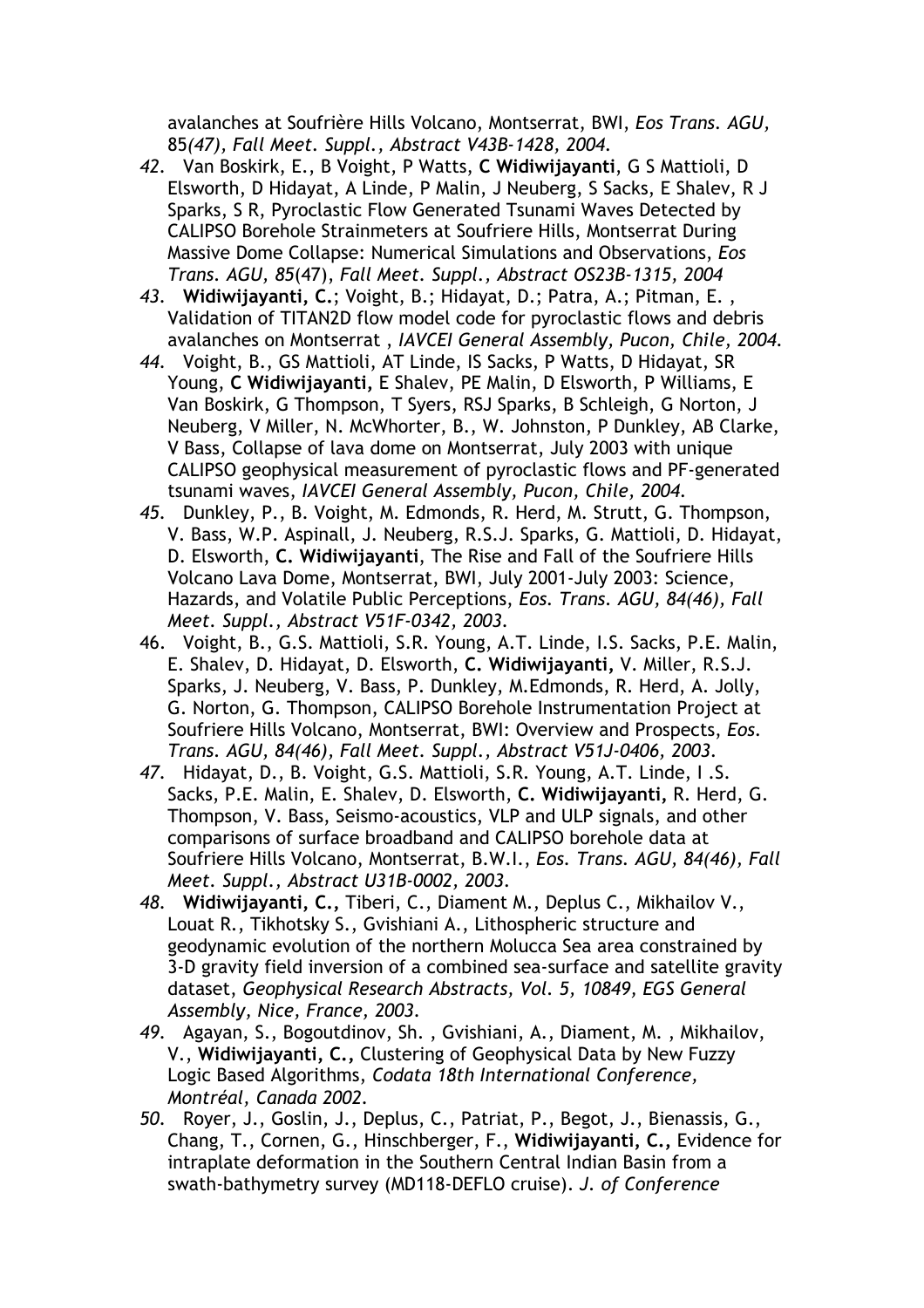avalanches at Soufrière Hills Volcano, Montserrat, BWI, *Eos Trans. AGU,* 85*(47), Fall Meet. Suppl., Abstract V43B-1428, 2004.*

*42.* Van Boskirk, E., B Voight, P Watts, **C Widiwijayanti**, G S Mattioli, D Elsworth, D Hidayat, A Linde, P Malin, J Neuberg, S Sacks, E Shalev, R J Sparks, S R, Pyroclastic Flow Generated Tsunami Waves Detected by CALIPSO Borehole Strainmeters at Soufriere Hills, Montserrat During Massive Dome Collapse: Numerical Simulations and Observations, *Eos Trans. AGU, 85*(47), *Fall Meet. Suppl., Abstract OS23B-1315, 2004*

*43.* **Widiwijayanti, C.**; Voight, B.; Hidayat, D.; Patra, A.; Pitman, E. , Validation of TITAN2D flow model code for pyroclastic flows and debris avalanches on Montserrat , *IAVCEI General Assembly, Pucon, Chile, 2004.*

*44.* Voight, B., GS Mattioli, AT Linde, IS Sacks, P Watts, D Hidayat, SR Young, **C Widiwijayanti,** E Shalev, PE Malin, D Elsworth, P Williams, E Van Boskirk, G Thompson, T Syers, RSJ Sparks, B Schleigh, G Norton, J Neuberg, V Miller, N. McWhorter, B., W. Johnston, P Dunkley, AB Clarke, V Bass, Collapse of lava dome on Montserrat, July 2003 with unique CALIPSO geophysical measurement of pyroclastic flows and PF-generated tsunami waves, *IAVCEI General Assembly, Pucon, Chile, 2004.*

*45.* Dunkley, P., B. Voight, M. Edmonds, R. Herd, M. Strutt, G. Thompson, V. Bass, W.P. Aspinall, J. Neuberg, R.S.J. Sparks, G. Mattioli, D. Hidayat, D. Elsworth, **C. Widiwijayanti**, The Rise and Fall of the Soufriere Hills Volcano Lava Dome, Montserrat, BWI, July 2001-July 2003: Science, Hazards, and Volatile Public Perceptions, *Eos. Trans. AGU, 84(46), Fall Meet. Suppl., Abstract V51F-0342, 2003.*

46. Voight, B., G.S. Mattioli, S.R. Young, A.T. Linde, I.S. Sacks, P.E. Malin, E. Shalev, D. Hidayat, D. Elsworth, **C. Widiwijayanti**, V. Miller, R.S.J. Sparks, J. Neuberg, V. Bass, P. Dunkley, M.Edmonds, R. Herd, A. Jolly, G. Norton, G. Thompson, CALIPSO Borehole Instrumentation Project at Soufriere Hills Volcano, Montserrat, BWI: Overview and Prospects, *Eos. Trans. AGU, 84(46), Fall Meet. Suppl., Abstract V51J-0406, 2003.*

*47.* Hidayat, D., B. Voight, G.S. Mattioli, S.R. Young, A.T. Linde, I .S. Sacks, P.E. Malin, E. Shalev, D. Elsworth, **C. Widiwijayanti,** R. Herd, G. Thompson, V. Bass, Seismo-acoustics, VLP and ULP signals, and other comparisons of surface broadband and CALIPSO borehole data at Soufriere Hills Volcano, Montserrat, B.W.I., *Eos. Trans. AGU, 84(46), Fall Meet. Suppl., Abstract U31B-0002, 2003.*

*48.* **Widiwijayanti, C.,** Tiberi, C., Diament M., Deplus C., Mikhailov V., Louat R., Tikhotsky S., Gvishiani A., Lithospheric structure and geodynamic evolution of the northern Molucca Sea area constrained by 3-D gravity field inversion of a combined sea-surface and satellite gravity dataset, *Geophysical Research Abstracts, Vol. 5, 10849, EGS General Assembly, Nice, France, 2003.*

*49.* Agayan, S., Bogoutdinov, Sh. , Gvishiani, A., Diament, M. , Mikhailov, V., **Widiwijayanti, C.,** Clustering of Geophysical Data by New Fuzzy Logic Based Algorithms, *Codata 18th International Conference, Montréal, Canada 2002.*

*50.* Royer, J., Goslin, J., Deplus, C., Patriat, P., Begot, J., Bienassis, G., Chang, T., Cornen, G., Hinschberger, F., **Widiwijayanti, C.,** Evidence for intraplate deformation in the Southern Central Indian Basin from a swath-bathymetry survey (MD118-DEFLO cruise). *J. of Conference*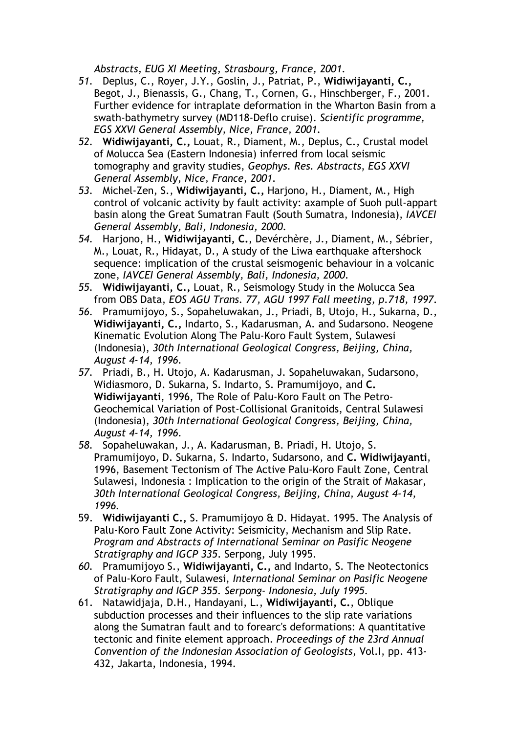*Abstracts, EUG XI Meeting, Strasbourg, France, 2001.*

51. Deplus, C., Royer, J.Y., Goslin, J., Patriat, P., **Widiwijayanti, C.,** Begot, J., Bienassis, G., Chang, T., Cornen, G., Hinschberger, F., 2001. Further evidence for intraplate deformation in the Wharton Basin from a swath-bathymetry survey (MD118-Deflo cruise). *Scientific programme, EGS XXVI General Assembly, Nice, France, 2001.*
52. **Widiwijayanti, C.,** Louat, R., Diament, M., Deplus, C., Crustal model of Molucca Sea (Eastern Indonesia) inferred from local seismic tomography and gravity studies, *Geophys. Res. Abstracts, EGS XXVI General Assembly, Nice, France, 2001.*
53. Michel-Zen, S., **Widiwijayanti, C.,** Harjono, H., Diament, M., High control of volcanic activity by fault activity: axample of Suoh pull-appart basin along the Great Sumatran Fault (South Sumatra, Indonesia), *IAVCEI General Assembly, Bali, Indonesia, 2000.*
54. Harjono, H., **Widiwijayanti, C.**, Devérchère, J., Diament, M., Sébrier, M., Louat, R., Hidayat, D., A study of the Liwa earthquake aftershock sequence: implication of the crustal seismogenic behaviour in a volcanic zone, *IAVCEI General Assembly, Bali, Indonesia, 2000.*
55. **Widiwijayanti, C.,** Louat, R., Seismology Study in the Molucca Sea from OBS Data, *EOS AGU Trans. 77, AGU 1997 Fall meeting, p.718, 1997.*
56. Pramumijoyo, S., Sopaheluwakan, J., Priadi, B, Utojo, H., Sukarna, D., **Widiwijayanti, C.,** Indarto, S., Kadarusman, A. and Sudarsono. Neogene Kinematic Evolution Along The Palu-Koro Fault System, Sulawesi (Indonesia), *30th International Geological Congress, Beijing, China, August 4-14, 1996.*
57. Priadi, B., H. Utojo, A. Kadarusman, J. Sopaheluwakan, Sudarsono, Widiasmoro, D. Sukarna, S. Indarto, S. Pramumijoyo, and **C. Widiwijayanti**, 1996, The Role of Palu-Koro Fault on The Petro-Geochemical Variation of Post-Collisional Granitoids, Central Sulawesi (Indonesia), *30th International Geological Congress, Beijing, China, August 4-14, 1996.*
58. Sopaheluwakan, J., A. Kadarusman, B. Priadi, H. Utojo, S. Pramumijoyo, D. Sukarna, S. Indarto, Sudarsono, and **C. Widiwijayanti**, 1996, Basement Tectonism of The Active Palu-Koro Fault Zone, Central Sulawesi, Indonesia : Implication to the origin of the Strait of Makasar, *30th International Geological Congress, Beijing, China, August 4-14, 1996.*
59. **Widiwijayanti C.,** S. Pramumijoyo & D. Hidayat. 1995. The Analysis of Palu-Koro Fault Zone Activity: Seismicity, Mechanism and Slip Rate. *Program and Abstracts of International Seminar on Pasific Neogene Stratigraphy and IGCP 335.* Serpong, July 1995.
60. Pramumijoyo S., **Widiwijayanti, C.,** and Indarto, S. The Neotectonics of Palu-Koro Fault, Sulawesi, *International Seminar on Pasific Neogene Stratigraphy and IGCP 355. Serpong- Indonesia, July 1995.*
61. Natawidjaja, D.H., Handayani, L., **Widiwijayanti, C.**, Oblique subduction processes and their influences to the slip rate variations along the Sumatran fault and to forearc's deformations: A quantitative tectonic and finite element approach. *Proceedings of the 23rd Annual Convention of the Indonesian Association of Geologists,* Vol.I, pp. 413-432, Jakarta, Indonesia, 1994.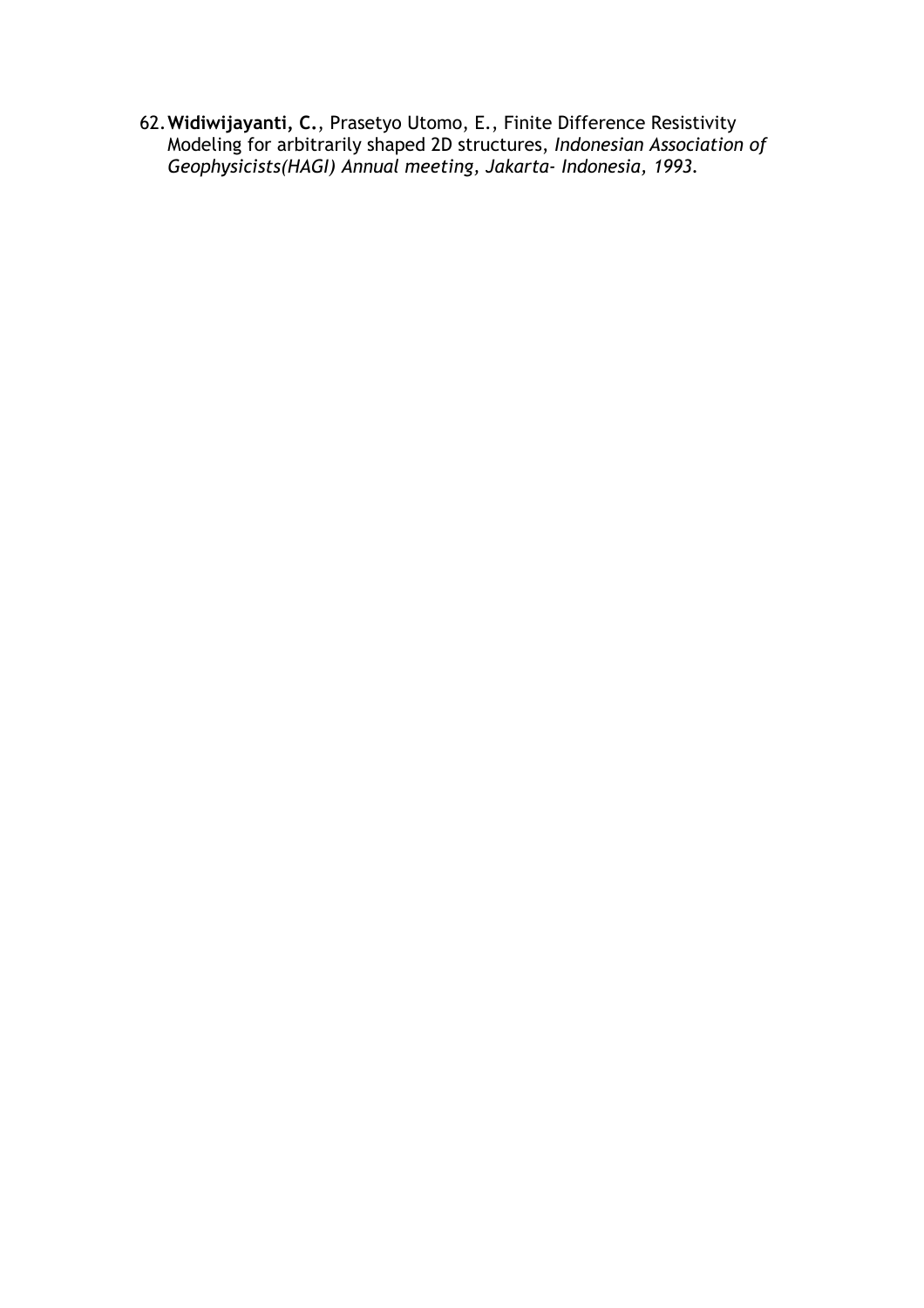62. **Widiwijayanti, C.**, Prasetyo Utomo, E., Finite Difference Resistivity Modeling for arbitrarily shaped 2D structures, *Indonesian Association of Geophysicists(HAGI) Annual meeting, Jakarta- Indonesia, 1993.*